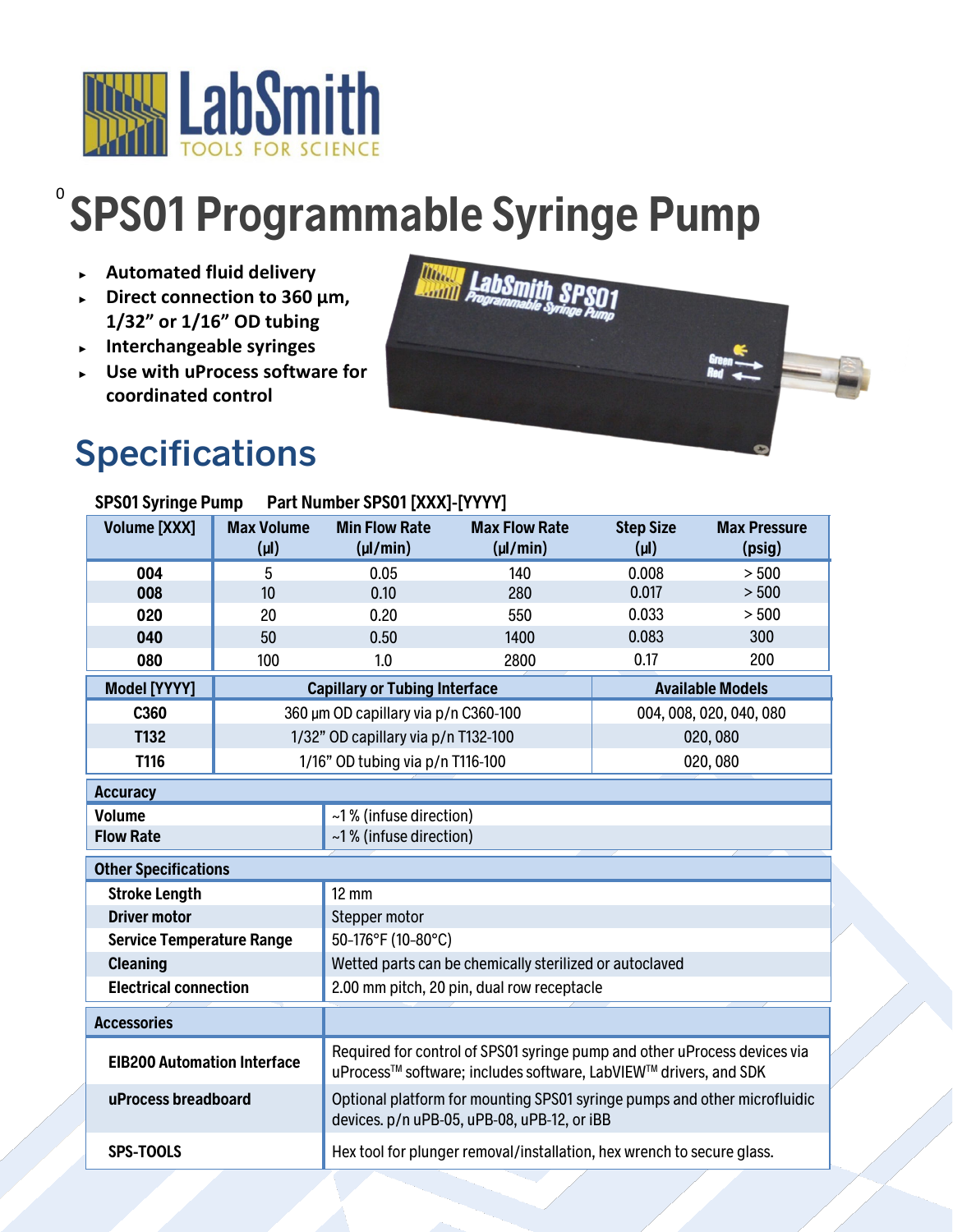LabSmith
TOOLS FOR SCIENCE

# SPS01 Programmable Syringe Pump

- Automated fluid delivery
- Direct connection to 360 µm, 1/32" or 1/16" OD tubing
- Interchangeable syringes
- Use with uProcess software for coordinated control

## Specifications

**SPS01 Syringe Pump** Part Number SPS01 [XXX]-[YYYY]

| Volume [XXX] | Max Volume (µl) | Min Flow Rate (µl/min) | Max Flow Rate (µl/min) | Step Size (µl) | Max Pressure (psig) |
|---|---|---|---|---|---|
| 004 | 5 | 0.05 | 140 | 0.008 | > 500 |
| 008 | 10 | 0.10 | 280 | 0.017 | > 500 |
| 020 | 20 | 0.20 | 550 | 0.033 | > 500 |
| 040 | 50 | 0.50 | 1400 | 0.083 | 300 |
| 080 | 100 | 1.0 | 2800 | 0.17 | 200 |

| Model [YYYY] | Capillary or Tubing Interface | Available Models |
|---|---|---|
| C360 | 360 µm OD capillary via p/n C360-100 | 004, 008, 020, 040, 080 |
| T132 | 1/32" OD capillary via p/n T132-100 | 020, 080 |
| T116 | 1/16" OD tubing via p/n T116-100 | 020, 080 |

| Accuracy | |
|---|---|
| Volume | ~1 % (infuse direction) |
| Flow Rate | ~1 % (infuse direction) |

| Other Specifications | |
|---|---|
| Stroke Length | 12 mm |
| Driver motor | Stepper motor |
| Service Temperature Range | 50-176°F (10-80°C) |
| Cleaning | Wetted parts can be chemically sterilized or autoclaved |
| Electrical connection | 2.00 mm pitch, 20 pin, dual row receptacle |

| Accessories | |
|---|---|
| EIB200 Automation Interface | Required for control of SPS01 syringe pump and other uProcess devices via uProcess™ software; includes software, LabVIEW™ drivers, and SDK |
| uProcess breadboard | Optional platform for mounting SPS01 syringe pumps and other microfluidic devices. p/n uPB-05, uPB-08, uPB-12, or iBB |
| SPS-TOOLS | Hex tool for plunger removal/installation, hex wrench to secure glass. |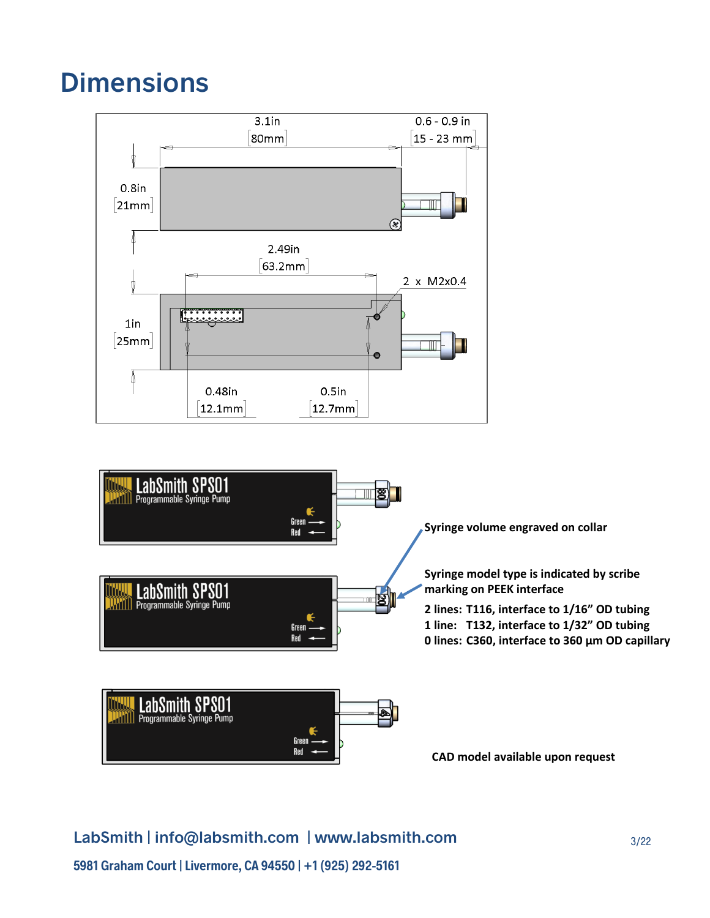# Dimensions

3.1in
[80mm]

0.6 - 0.9 in
[15 - 23 mm]

0.8in
[21mm]

2.49in
[63.2mm]

2 x M2x0.4

1in
[25mm]

0.48in
[12.1mm]

0.5in
[12.7mm]

LabSmith SPS01
Programmable Syringe Pump
Green
Red

**Syringe volume engraved on collar**

**Syringe model type is indicated by scribe marking on PEEK interface**

**2 lines: T116, interface to 1/16" OD tubing**
**1 line: T132, interface to 1/32" OD tubing**
**0 lines: C360, interface to 360 µm OD capillary**

**CAD model available upon request**

LabSmith | info@labsmith.com | www.labsmith.com

5981 Graham Court | Livermore, CA 94550 | +1 (925) 292-5161